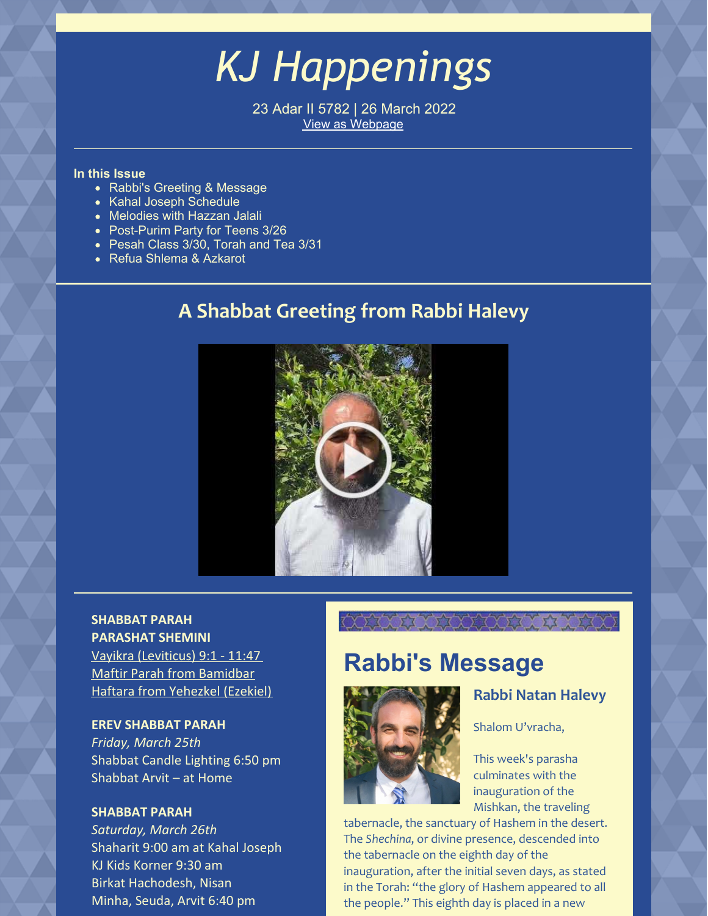# KJ Happenings

23 Adar II 5782 | 26 March 2022
View as Webpage

**In this Issue**

- Rabbi's Greeting & Message
- Kahal Joseph Schedule
- Melodies with Hazzan Jalali
- Post-Purim Party for Teens 3/26
- Pesah Class 3/30, Torah and Tea 3/31
- Refua Shlema & Azkarot

## A Shabbat Greeting from Rabbi Halevy

**SHABBAT PARAH**
**PARASHAT SHEMINI**
Vayikra (Leviticus) 9:1 - 11:47
Maftir Parah from Bamidbar
Haftara from Yehezkel (Ezekiel)

**EREV SHABBAT PARAH**
*Friday, March 25th*
Shabbat Candle Lighting 6:50 pm
Shabbat Arvit – at Home

**SHABBAT PARAH**
*Saturday, March 26th*
Shaharit 9:00 am at Kahal Joseph
KJ Kids Korner 9:30 am
Birkat Hachodesh, Nisan
Minha, Seuda, Arvit 6:40 pm

# Rabbi's Message

## Rabbi Natan Halevy

Shalom U'vracha,

This week's parasha culminates with the inauguration of the Mishkan, the traveling tabernacle, the sanctuary of Hashem in the desert. The *Shechina*, or divine presence, descended into the tabernacle on the eighth day of the inauguration, after the initial seven days, as stated in the Torah: "the glory of Hashem appeared to all the people." This eighth day is placed in a new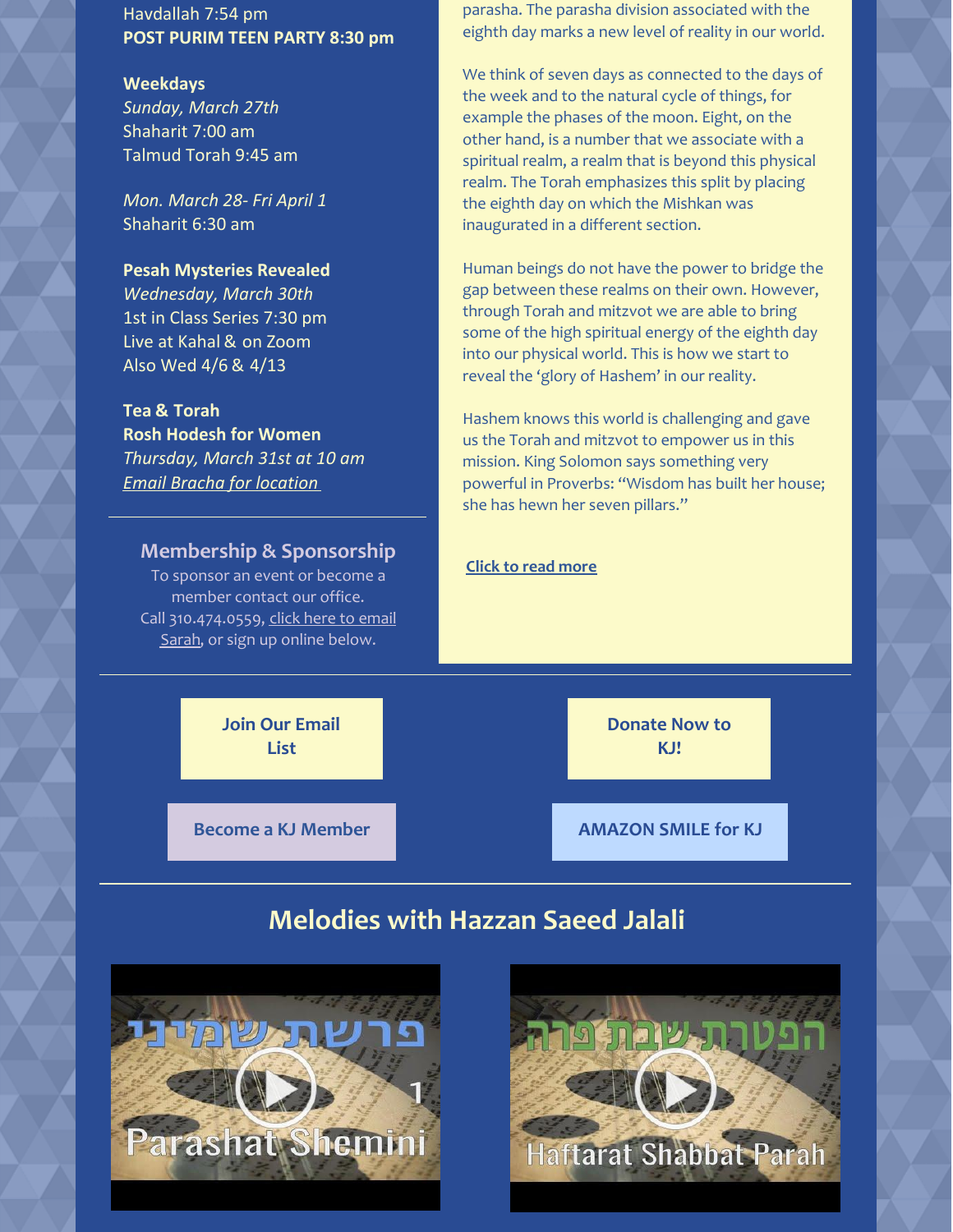Havdallah 7:54 pm

**POST PURIM TEEN PARTY 8:30 pm**

**Weekdays**

*Sunday, March 27th*

Shaharit 7:00 am

Talmud Torah 9:45 am

*Mon. March 28- Fri April 1*

Shaharit 6:30 am

**Pesah Mysteries Revealed**

*Wednesday, March 30th*

1st in Class Series 7:30 pm

Live at Kahal & on Zoom

Also Wed 4/6 & 4/13

**Tea & Torah**

**Rosh Hodesh for Women**

*Thursday, March 31st at 10 am*

*Email Bracha for location*

---

## Membership & Sponsorship

To sponsor an event or become a member contact our office. Call 310.474.0559, click here to email Sarah, or sign up online below.

parasha. The parasha division associated with the eighth day marks a new level of reality in our world.

We think of seven days as connected to the days of the week and to the natural cycle of things, for example the phases of the moon. Eight, on the other hand, is a number that we associate with a spiritual realm, a realm that is beyond this physical realm. The Torah emphasizes this split by placing the eighth day on which the Mishkan was inaugurated in a different section.

Human beings do not have the power to bridge the gap between these realms on their own. However, through Torah and mitzvot we are able to bring some of the high spiritual energy of the eighth day into our physical world. This is how we start to reveal the 'glory of Hashem' in our reality.

Hashem knows this world is challenging and gave us the Torah and mitzvot to empower us in this mission. King Solomon says something very powerful in Proverbs: "Wisdom has built her house; she has hewn her seven pillars."

**Click to read more**

---

**Join Our Email List**

**Donate Now to KJ!**

**Become a KJ Member**

**AMAZON SMILE for KJ**

---

## Melodies with Hazzan Saeed Jalali

פרשת שמיני 1 Parashat Shemini

הפטרת שבת פרה Haftarat Shabbat Parah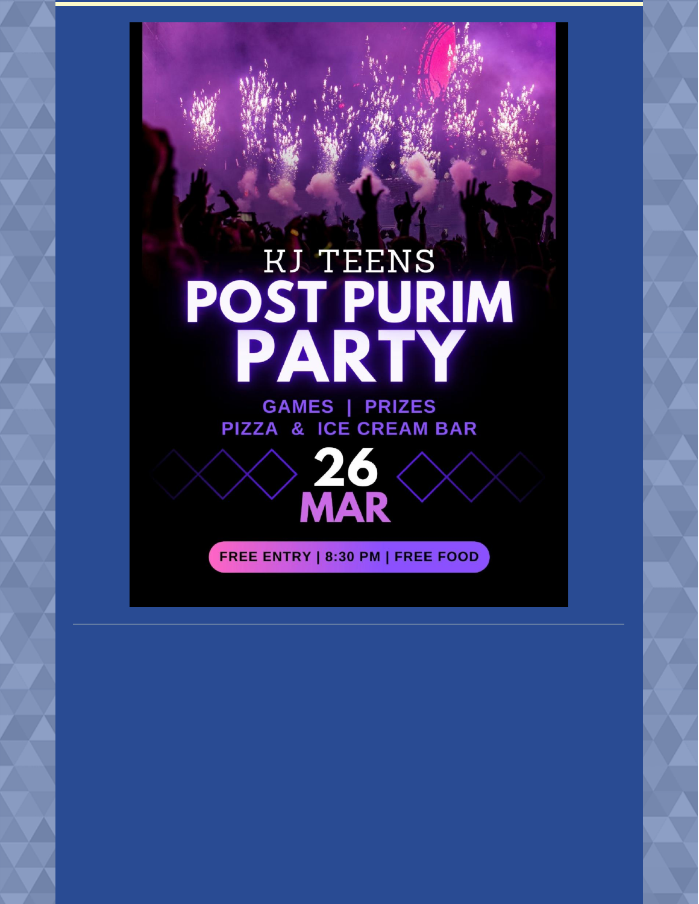KJ TEENS

# POST PURIM PARTY

GAMES | PRIZES
PIZZA & ICE CREAM BAR

26
MAR

FREE ENTRY | 8:30 PM | FREE FOOD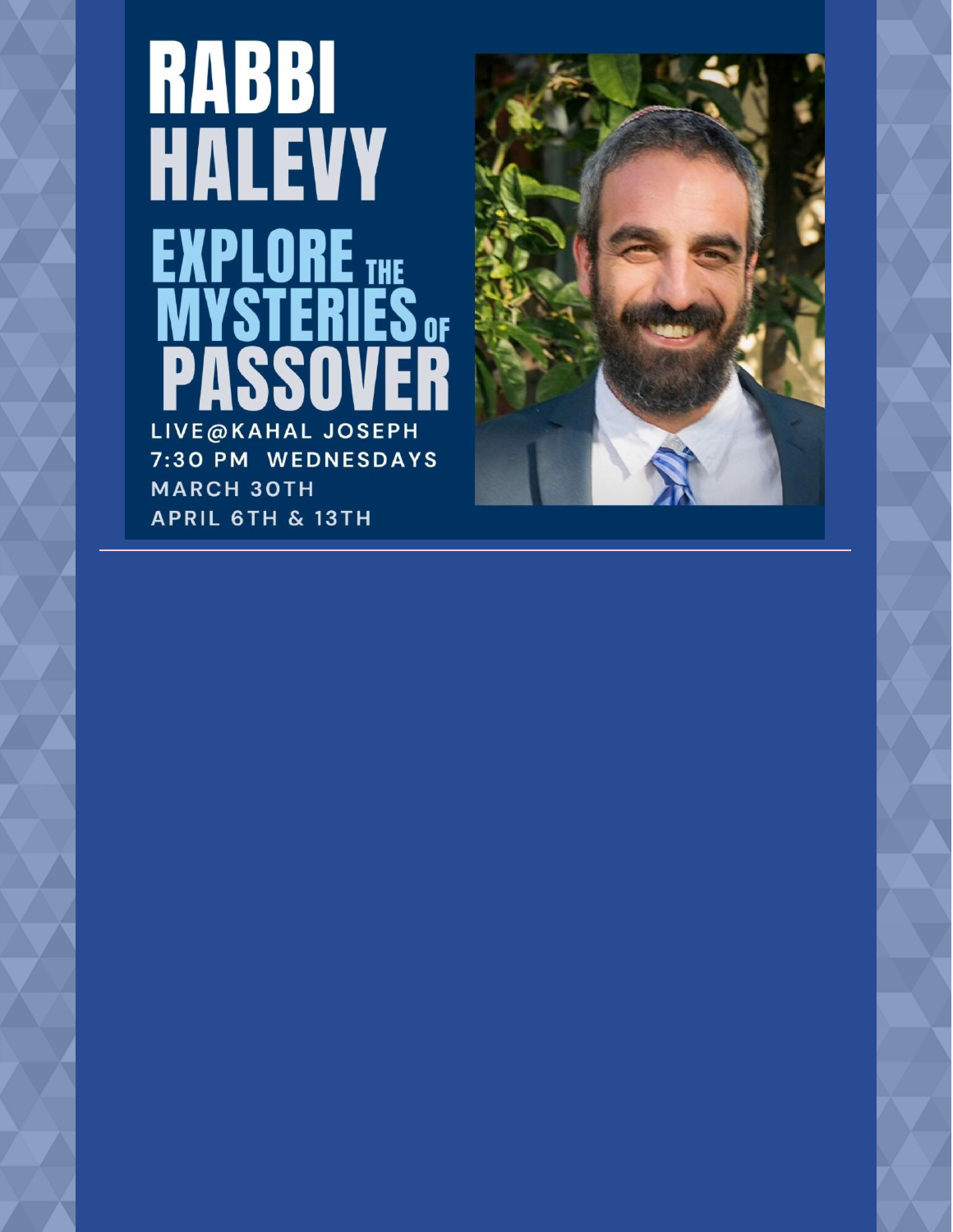# RABBI HALEVY

## EXPLORE THE MYSTERIES OF PASSOVER

LIVE@KAHAL JOSEPH
7:30 PM WEDNESDAYS
MARCH 30TH
APRIL 6TH & 13TH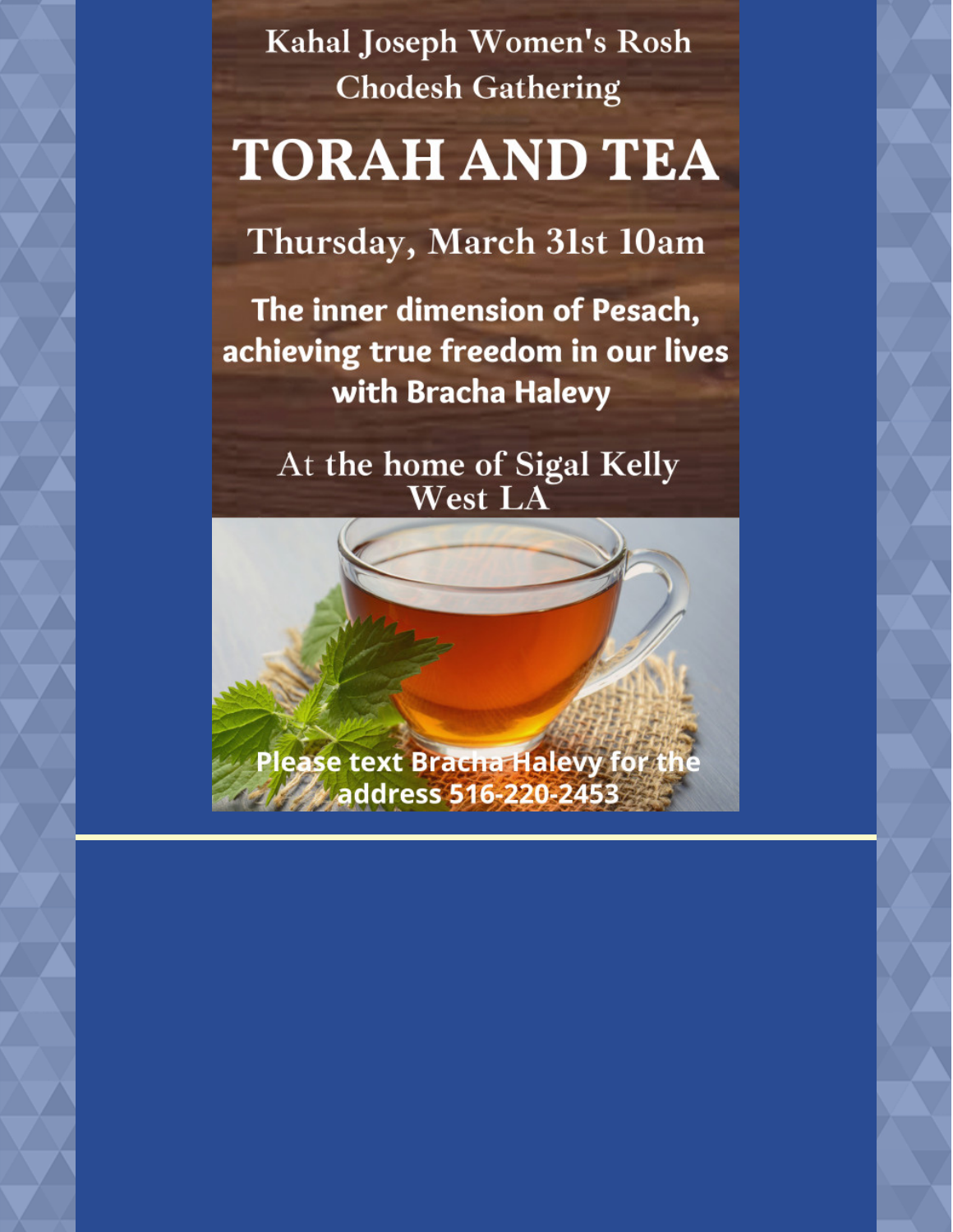Kahal Joseph Women's Rosh Chodesh Gathering

# TORAH AND TEA

Thursday, March 31st 10am

**The inner dimension of Pesach, achieving true freedom in our lives with Bracha Halevy**

At the home of Sigal Kelly
West LA

**Please text Bracha Halevy for the address 516-220-2453**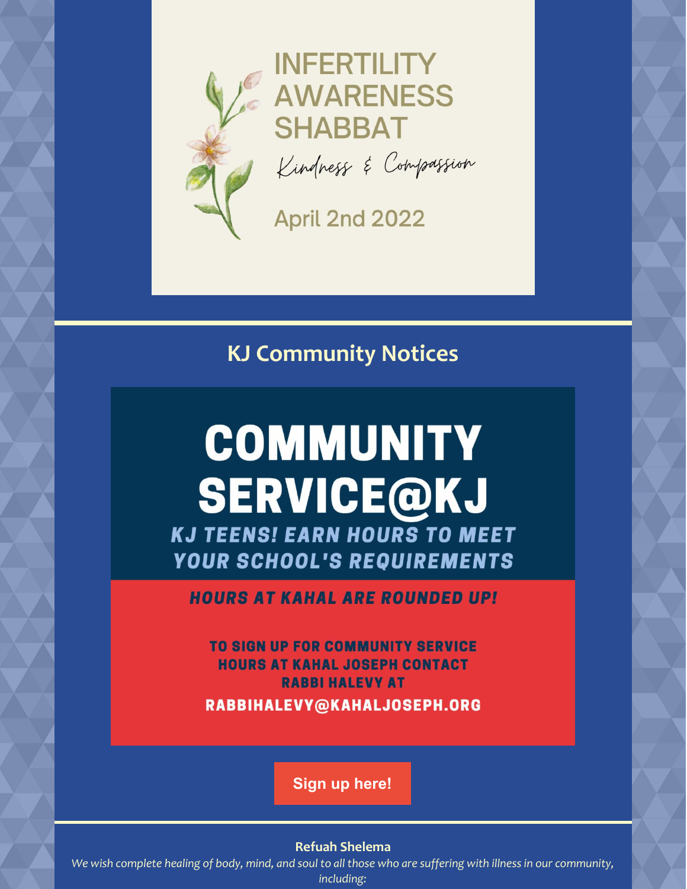# INFERTILITY AWARENESS SHABBAT

*Kindness & Compassion*

April 2nd 2022

## KJ Community Notices

# COMMUNITY SERVICE@KJ

***KJ TEENS! EARN HOURS TO MEET YOUR SCHOOL'S REQUIREMENTS***

***HOURS AT KAHAL ARE ROUNDED UP!***

**TO SIGN UP FOR COMMUNITY SERVICE HOURS AT KAHAL JOSEPH CONTACT RABBI HALEVY AT**

**RABBIHALEVY@KAHALJOSEPH.ORG**

**Sign up here!**

**Refuah Shelema**

*We wish complete healing of body, mind, and soul to all those who are suffering with illness in our community, including:*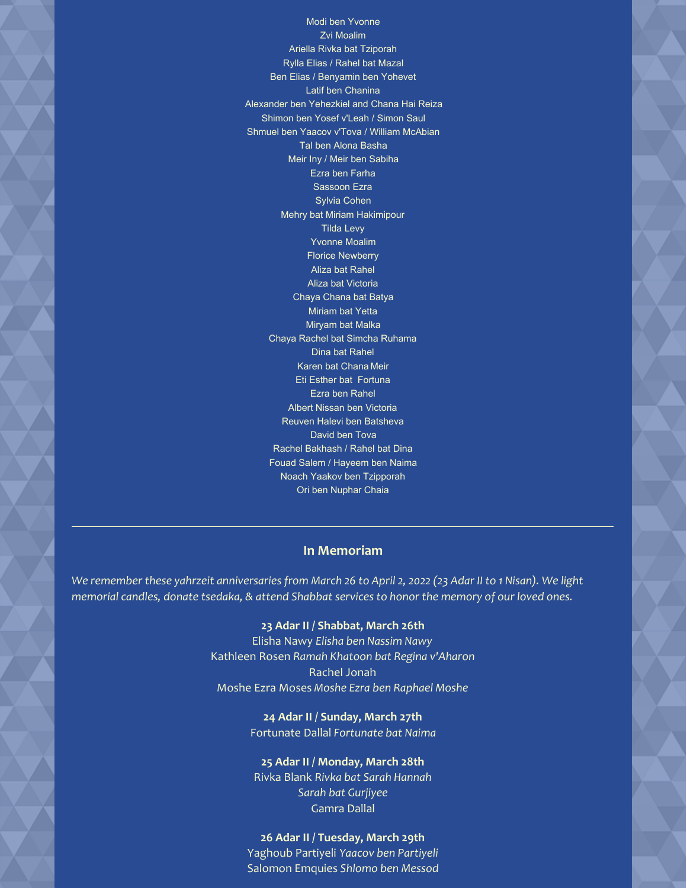Modi ben Yvonne
Zvi Moalim
Ariella Rivka bat Tziporah
Rylla Elias / Rahel bat Mazal
Ben Elias / Benyamin ben Yohevet
Latif ben Chanina
Alexander ben Yehezkiel and Chana Hai Reiza
Shimon ben Yosef v'Leah / Simon Saul
Shmuel ben Yaacov v'Tova / William McAbian
Tal ben Alona Basha
Meir Iny / Meir ben Sabiha
Ezra ben Farha
Sassoon Ezra
Sylvia Cohen
Mehry bat Miriam Hakimipour
Tilda Levy
Yvonne Moalim
Florice Newberry
Aliza bat Rahel
Aliza bat Victoria
Chaya Chana bat Batya
Miriam bat Yetta
Miryam bat Malka
Chaya Rachel bat Simcha Ruhama
Dina bat Rahel
Karen bat Chana Meir
Eti Esther bat Fortuna
Ezra ben Rahel
Albert Nissan ben Victoria
Reuven Halevi ben Batsheva
David ben Tova
Rachel Bakhash / Rahel bat Dina
Fouad Salem / Hayeem ben Naima
Noach Yaakov ben Tzipporah
Ori ben Nuphar Chaia

---

## In Memoriam

*We remember these yahrzeit anniversaries from March 26 to April 2, 2022 (23 Adar II to 1 Nisan). We light memorial candles, donate tsedaka, & attend Shabbat services to honor the memory of our loved ones.*

**23 Adar II / Shabbat, March 26th**
Elisha Nawy *Elisha ben Nassim Nawy*
Kathleen Rosen *Ramah Khatoon bat Regina v'Aharon*
Rachel Jonah
Moshe Ezra Moses *Moshe Ezra ben Raphael Moshe*

**24 Adar II / Sunday, March 27th**
Fortunate Dallal *Fortunate bat Naima*

**25 Adar II / Monday, March 28th**
Rivka Blank *Rivka bat Sarah Hannah*
*Sarah bat Gurjiyee*
Gamra Dallal

**26 Adar II / Tuesday, March 29th**
Yaghoub Partiyeli *Yaacov ben Partiyeli*
Salomon Emquies *Shlomo ben Messod*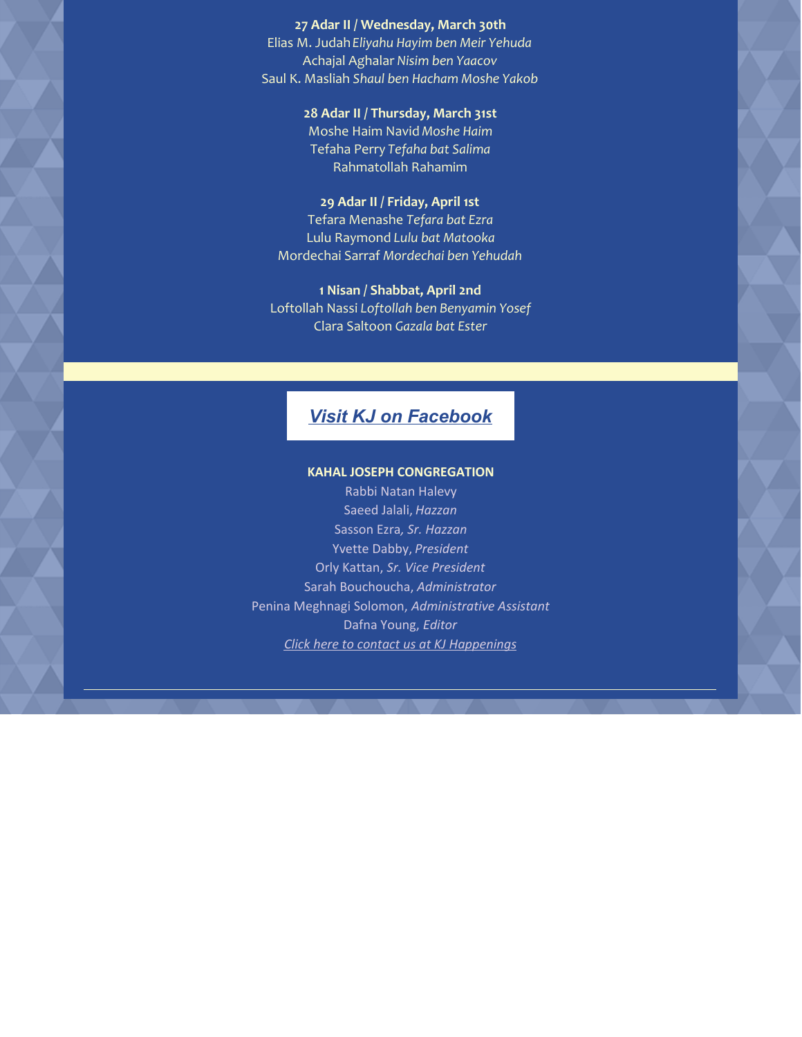**27 Adar II / Wednesday, March 30th**
Elias M. Judah *Eliyahu Hayim ben Meir Yehuda*
Achajal Aghalar *Nisim ben Yaacov*
Saul K. Masliah *Shaul ben Hacham Moshe Yakob*

**28 Adar II / Thursday, March 31st**
Moshe Haim Navid *Moshe Haim*
Tefaha Perry *Tefaha bat Salima*
Rahmatollah Rahamim

**29 Adar II / Friday, April 1st**
Tefara Menashe *Tefara bat Ezra*
Lulu Raymond *Lulu bat Matooka*
Mordechai Sarraf *Mordechai ben Yehudah*

**1 Nisan / Shabbat, April 2nd**
Loftollah Nassi *Loftollah ben Benyamin Yosef*
Clara Saltoon *Gazala bat Ester*

***Visit KJ on Facebook***

**KAHAL JOSEPH CONGREGATION**
Rabbi Natan Halevy
Saeed Jalali, *Hazzan*
Sasson Ezra*, Sr. Hazzan*
Yvette Dabby, *President*
Orly Kattan, *Sr. Vice President*
Sarah Bouchoucha, *Administrator*
Penina Meghnagi Solomon, *Administrative Assistant*
Dafna Young, *Editor*
*Click here to contact us at KJ Happenings*